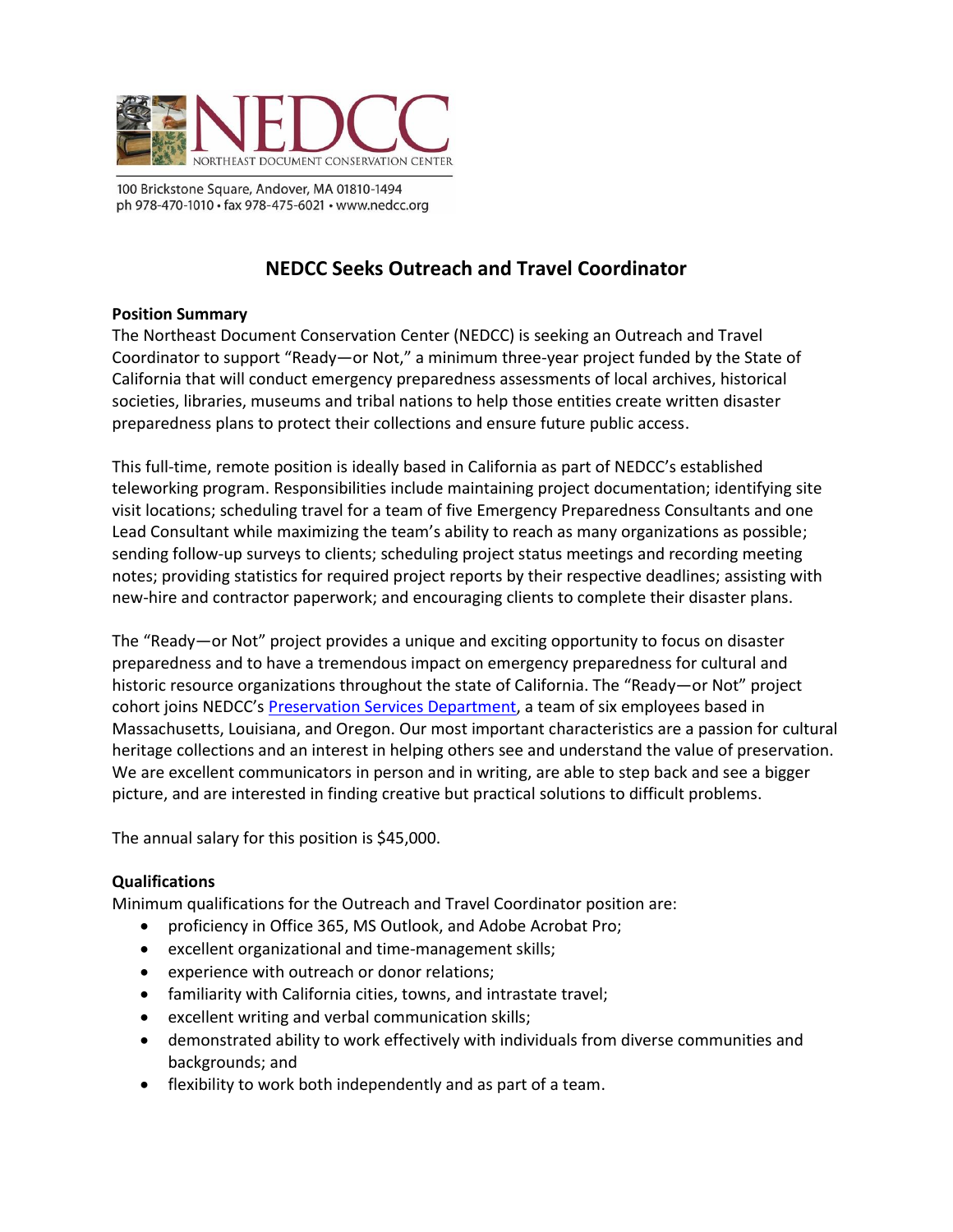NEDCC
NORTHEAST DOCUMENT CONSERVATION CENTER

100 Brickstone Square, Andover, MA 01810-1494
ph 978-470-1010 • fax 978-475-6021 • www.nedcc.org

# NEDCC Seeks Outreach and Travel Coordinator

**Position Summary**

The Northeast Document Conservation Center (NEDCC) is seeking an Outreach and Travel Coordinator to support "Ready—or Not," a minimum three-year project funded by the State of California that will conduct emergency preparedness assessments of local archives, historical societies, libraries, museums and tribal nations to help those entities create written disaster preparedness plans to protect their collections and ensure future public access.

This full-time, remote position is ideally based in California as part of NEDCC's established teleworking program. Responsibilities include maintaining project documentation; identifying site visit locations; scheduling travel for a team of five Emergency Preparedness Consultants and one Lead Consultant while maximizing the team's ability to reach as many organizations as possible; sending follow-up surveys to clients; scheduling project status meetings and recording meeting notes; providing statistics for required project reports by their respective deadlines; assisting with new-hire and contractor paperwork; and encouraging clients to complete their disaster plans.

The "Ready—or Not" project provides a unique and exciting opportunity to focus on disaster preparedness and to have a tremendous impact on emergency preparedness for cultural and historic resource organizations throughout the state of California. The "Ready—or Not" project cohort joins NEDCC's Preservation Services Department, a team of six employees based in Massachusetts, Louisiana, and Oregon. Our most important characteristics are a passion for cultural heritage collections and an interest in helping others see and understand the value of preservation. We are excellent communicators in person and in writing, are able to step back and see a bigger picture, and are interested in finding creative but practical solutions to difficult problems.

The annual salary for this position is $45,000.

**Qualifications**

Minimum qualifications for the Outreach and Travel Coordinator position are:

- proficiency in Office 365, MS Outlook, and Adobe Acrobat Pro;
- excellent organizational and time-management skills;
- experience with outreach or donor relations;
- familiarity with California cities, towns, and intrastate travel;
- excellent writing and verbal communication skills;
- demonstrated ability to work effectively with individuals from diverse communities and backgrounds; and
- flexibility to work both independently and as part of a team.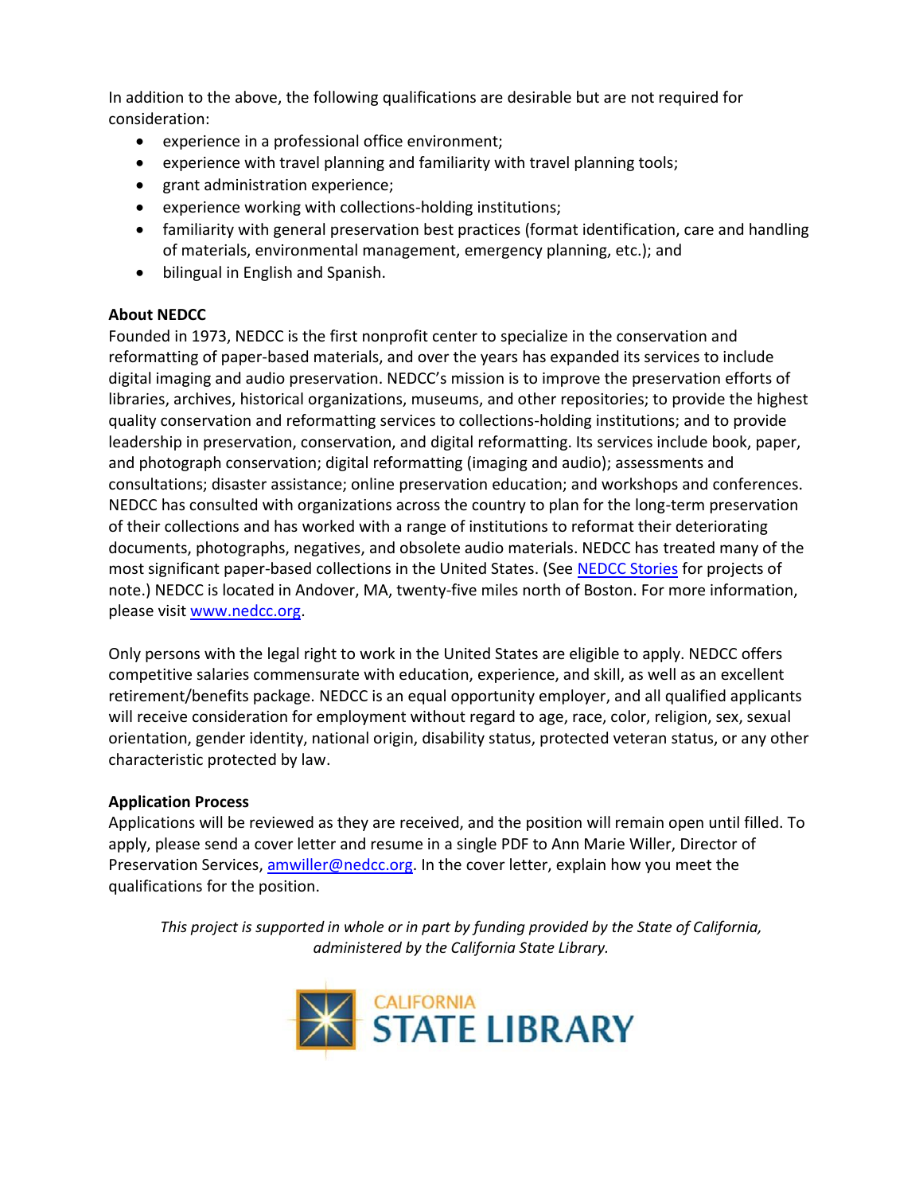In addition to the above, the following qualifications are desirable but are not required for consideration:

- experience in a professional office environment;
- experience with travel planning and familiarity with travel planning tools;
- grant administration experience;
- experience working with collections-holding institutions;
- familiarity with general preservation best practices (format identification, care and handling of materials, environmental management, emergency planning, etc.); and
- bilingual in English and Spanish.

**About NEDCC**

Founded in 1973, NEDCC is the first nonprofit center to specialize in the conservation and reformatting of paper-based materials, and over the years has expanded its services to include digital imaging and audio preservation. NEDCC's mission is to improve the preservation efforts of libraries, archives, historical organizations, museums, and other repositories; to provide the highest quality conservation and reformatting services to collections-holding institutions; and to provide leadership in preservation, conservation, and digital reformatting. Its services include book, paper, and photograph conservation; digital reformatting (imaging and audio); assessments and consultations; disaster assistance; online preservation education; and workshops and conferences. NEDCC has consulted with organizations across the country to plan for the long-term preservation of their collections and has worked with a range of institutions to reformat their deteriorating documents, photographs, negatives, and obsolete audio materials. NEDCC has treated many of the most significant paper-based collections in the United States. (See NEDCC Stories for projects of note.) NEDCC is located in Andover, MA, twenty-five miles north of Boston. For more information, please visit www.nedcc.org.

Only persons with the legal right to work in the United States are eligible to apply. NEDCC offers competitive salaries commensurate with education, experience, and skill, as well as an excellent retirement/benefits package. NEDCC is an equal opportunity employer, and all qualified applicants will receive consideration for employment without regard to age, race, color, religion, sex, sexual orientation, gender identity, national origin, disability status, protected veteran status, or any other characteristic protected by law.

**Application Process**

Applications will be reviewed as they are received, and the position will remain open until filled. To apply, please send a cover letter and resume in a single PDF to Ann Marie Willer, Director of Preservation Services, amwiller@nedcc.org. In the cover letter, explain how you meet the qualifications for the position.

*This project is supported in whole or in part by funding provided by the State of California, administered by the California State Library.*

CALIFORNIA STATE LIBRARY